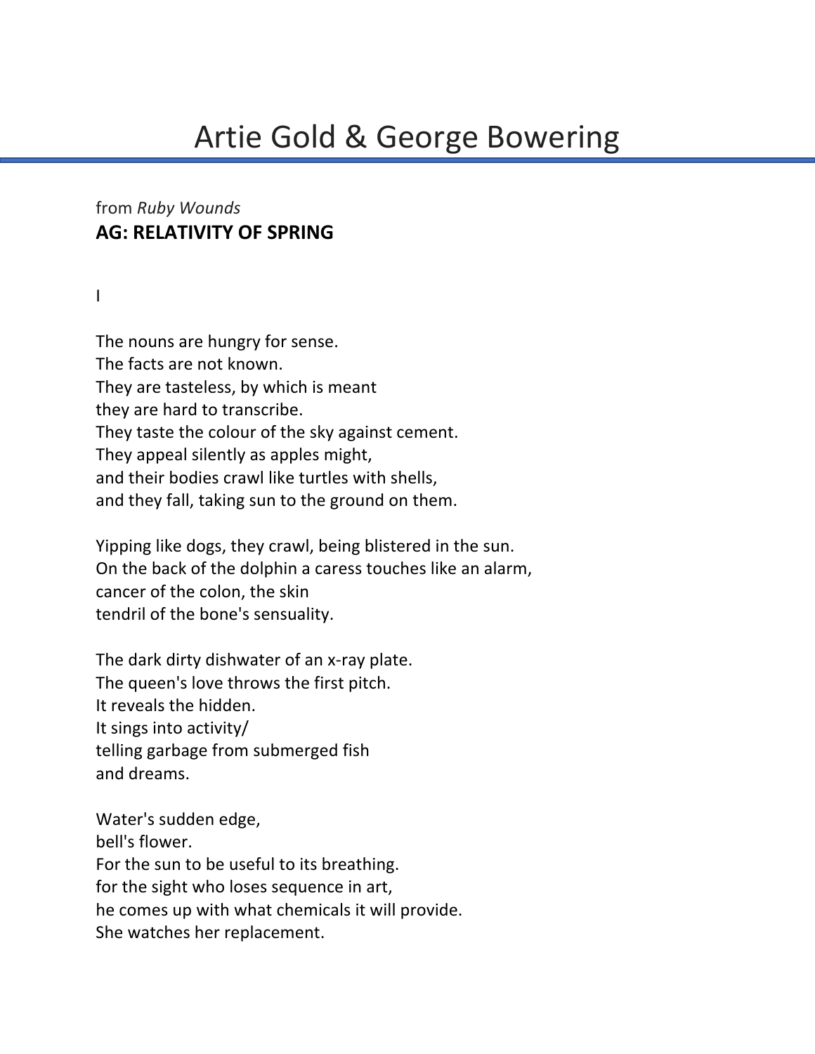# Artie Gold & George Bowering

from *Ruby Wounds*

**AG: RELATIVITY OF SPRING**

I

The nouns are hungry for sense.
The facts are not known.
They are tasteless, by which is meant
they are hard to transcribe.
They taste the colour of the sky against cement.
They appeal silently as apples might,
and their bodies crawl like turtles with shells,
and they fall, taking sun to the ground on them.

Yipping like dogs, they crawl, being blistered in the sun.
On the back of the dolphin a caress touches like an alarm,
cancer of the colon, the skin
tendril of the bone's sensuality.

The dark dirty dishwater of an x-ray plate.
The queen's love throws the first pitch.
It reveals the hidden.
It sings into activity/
telling garbage from submerged fish
and dreams.

Water's sudden edge,
bell's flower.
For the sun to be useful to its breathing.
for the sight who loses sequence in art,
he comes up with what chemicals it will provide.
She watches her replacement.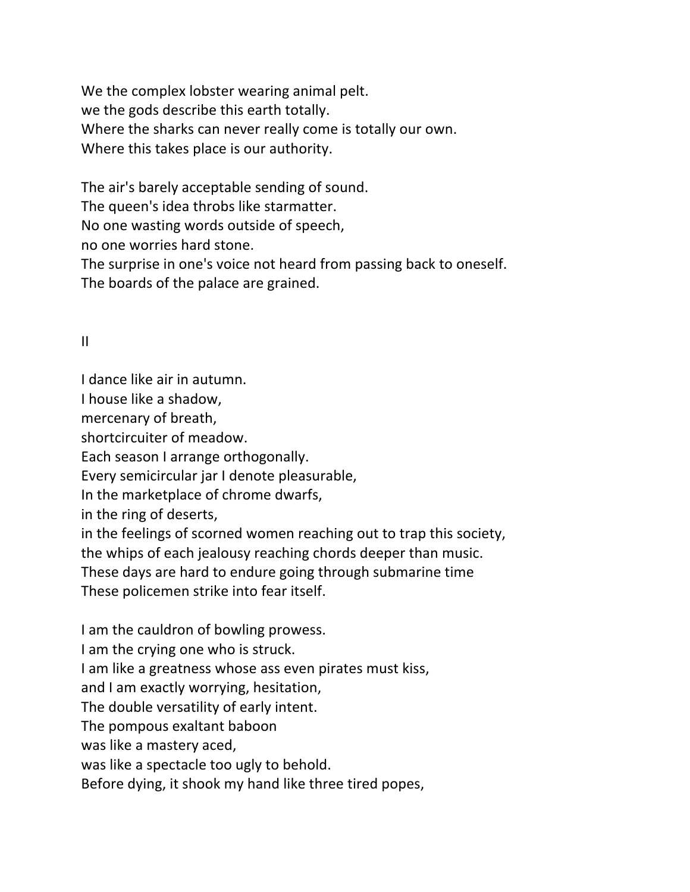We the complex lobster wearing animal pelt.
we the gods describe this earth totally.
Where the sharks can never really come is totally our own.
Where this takes place is our authority.

The air's barely acceptable sending of sound.
The queen's idea throbs like starmatter.
No one wasting words outside of speech,
no one worries hard stone.
The surprise in one's voice not heard from passing back to oneself.
The boards of the palace are grained.

## II

I dance like air in autumn.
I house like a shadow,
mercenary of breath,
shortcircuiter of meadow.
Each season I arrange orthogonally.
Every semicircular jar I denote pleasurable,
In the marketplace of chrome dwarfs,
in the ring of deserts,
in the feelings of scorned women reaching out to trap this society,
the whips of each jealousy reaching chords deeper than music.
These days are hard to endure going through submarine time
These policemen strike into fear itself.

I am the cauldron of bowling prowess.
I am the crying one who is struck.
I am like a greatness whose ass even pirates must kiss,
and I am exactly worrying, hesitation,
The double versatility of early intent.
The pompous exaltant baboon
was like a mastery aced,
was like a spectacle too ugly to behold.
Before dying, it shook my hand like three tired popes,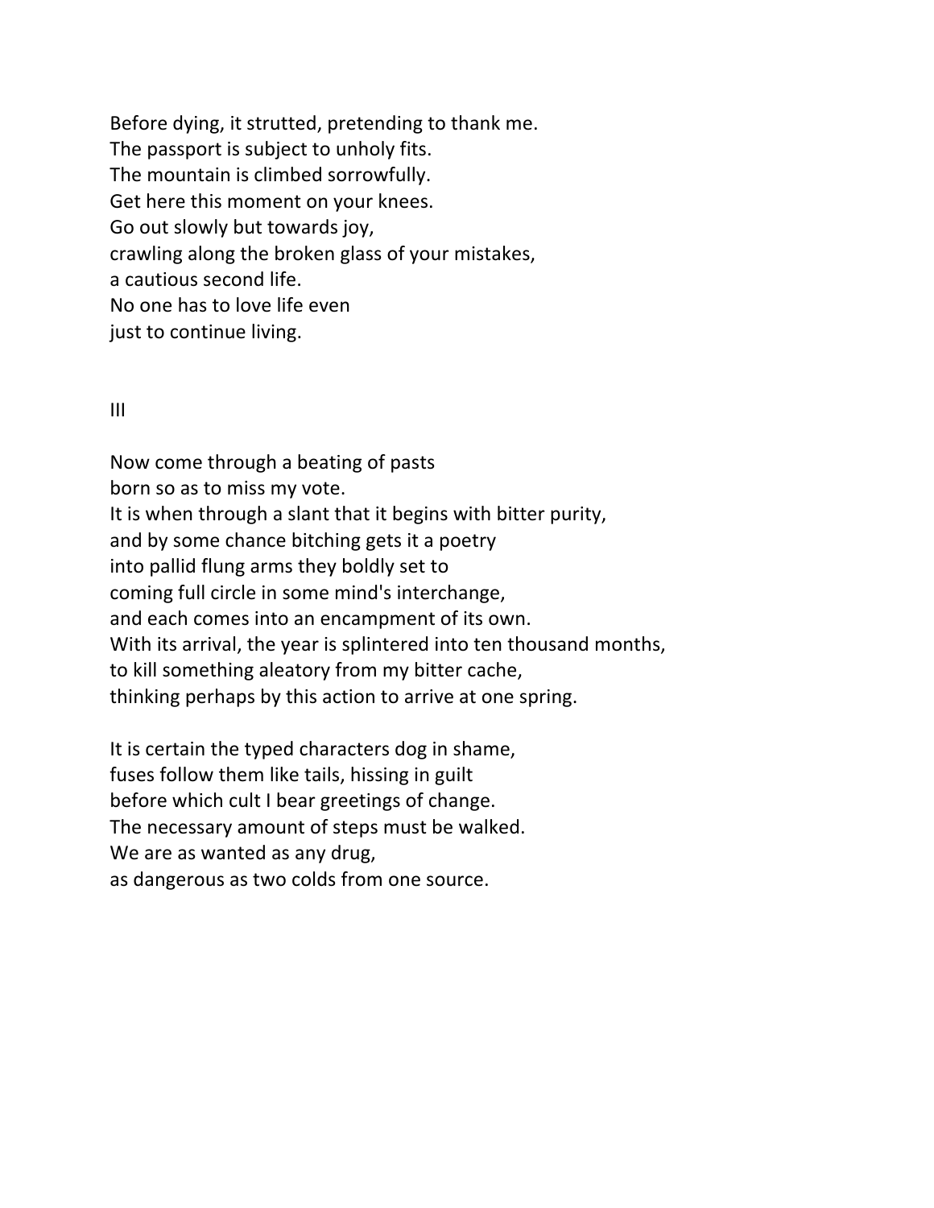Before dying, it strutted, pretending to thank me.  
The passport is subject to unholy fits.  
The mountain is climbed sorrowfully.  
Get here this moment on your knees.  
Go out slowly but towards joy,  
crawling along the broken glass of your mistakes,  
a cautious second life.  
No one has to love life even  
just to continue living.

## III

Now come through a beating of pasts  
born so as to miss my vote.  
It is when through a slant that it begins with bitter purity,  
and by some chance bitching gets it a poetry  
into pallid flung arms they boldly set to  
coming full circle in some mind's interchange,  
and each comes into an encampment of its own.  
With its arrival, the year is splintered into ten thousand months,  
to kill something aleatory from my bitter cache,  
thinking perhaps by this action to arrive at one spring.

It is certain the typed characters dog in shame,  
fuses follow them like tails, hissing in guilt  
before which cult I bear greetings of change.  
The necessary amount of steps must be walked.  
We are as wanted as any drug,  
as dangerous as two colds from one source.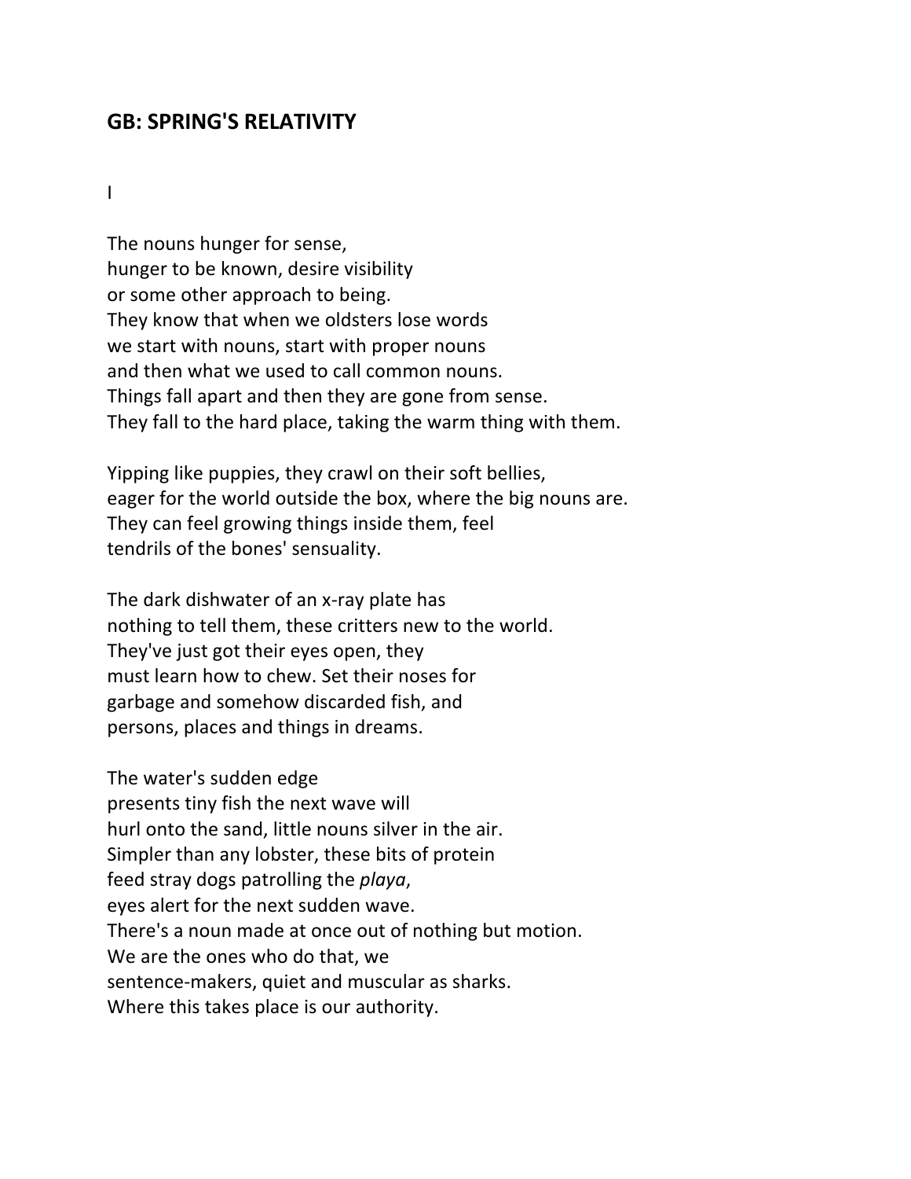## GB: SPRING'S RELATIVITY

I

The nouns hunger for sense,  
hunger to be known, desire visibility  
or some other approach to being.  
They know that when we oldsters lose words  
we start with nouns, start with proper nouns  
and then what we used to call common nouns.  
Things fall apart and then they are gone from sense.  
They fall to the hard place, taking the warm thing with them.

Yipping like puppies, they crawl on their soft bellies,  
eager for the world outside the box, where the big nouns are.  
They can feel growing things inside them, feel  
tendrils of the bones' sensuality.

The dark dishwater of an x-ray plate has  
nothing to tell them, these critters new to the world.  
They've just got their eyes open, they  
must learn how to chew. Set their noses for  
garbage and somehow discarded fish, and  
persons, places and things in dreams.

The water's sudden edge  
presents tiny fish the next wave will  
hurl onto the sand, little nouns silver in the air.  
Simpler than any lobster, these bits of protein  
feed stray dogs patrolling the *playa*,  
eyes alert for the next sudden wave.  
There's a noun made at once out of nothing but motion.  
We are the ones who do that, we  
sentence-makers, quiet and muscular as sharks.  
Where this takes place is our authority.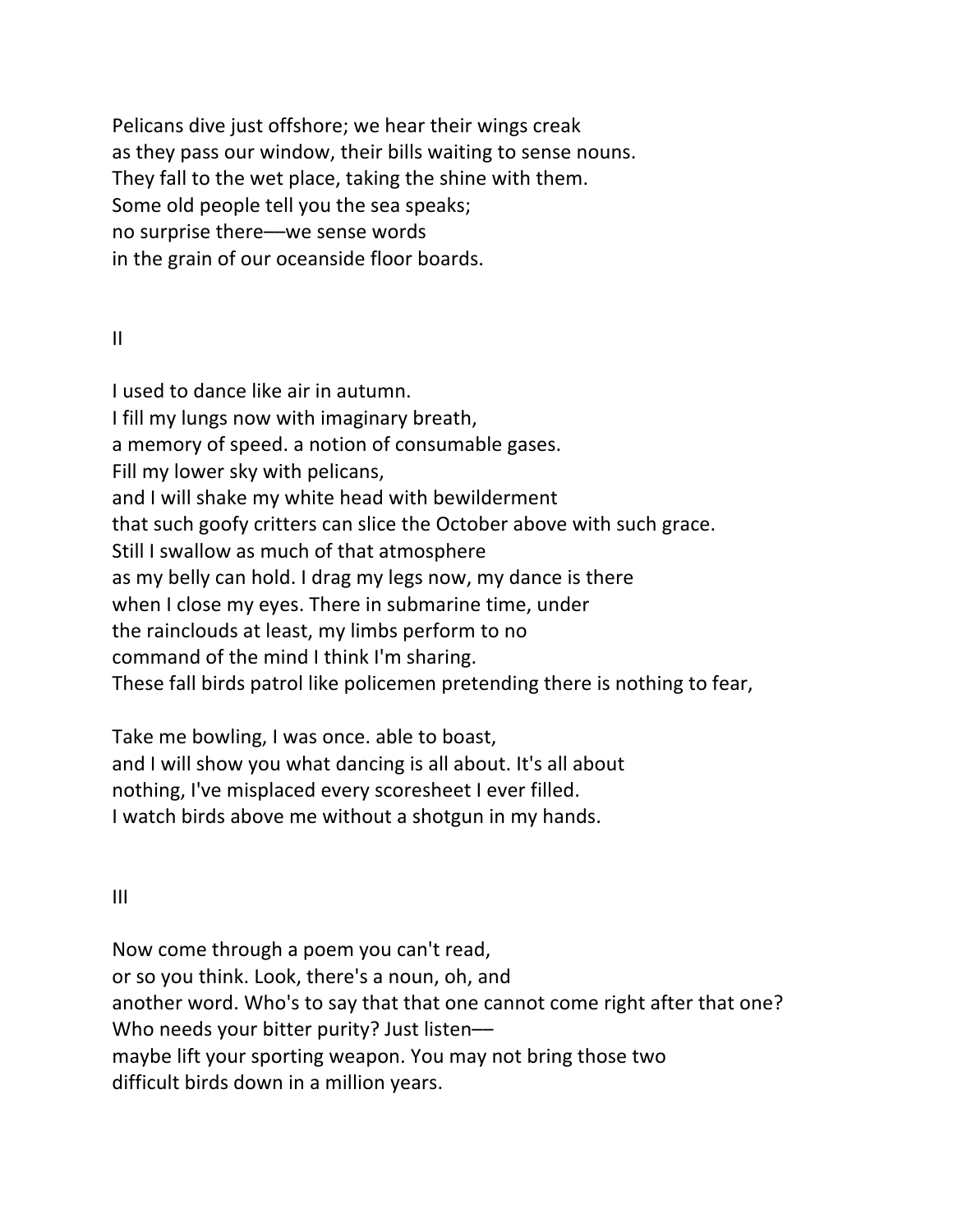Pelicans dive just offshore; we hear their wings creak  
as they pass our window, their bills waiting to sense nouns.  
They fall to the wet place, taking the shine with them.  
Some old people tell you the sea speaks;  
no surprise there—we sense words  
in the grain of our oceanside floor boards.

II

I used to dance like air in autumn.  
I fill my lungs now with imaginary breath,  
a memory of speed. a notion of consumable gases.  
Fill my lower sky with pelicans,  
and I will shake my white head with bewilderment  
that such goofy critters can slice the October above with such grace.  
Still I swallow as much of that atmosphere  
as my belly can hold. I drag my legs now, my dance is there  
when I close my eyes. There in submarine time, under  
the rainclouds at least, my limbs perform to no  
command of the mind I think I'm sharing.  
These fall birds patrol like policemen pretending there is nothing to fear,

Take me bowling, I was once. able to boast,  
and I will show you what dancing is all about. It's all about  
nothing, I've misplaced every scoresheet I ever filled.  
I watch birds above me without a shotgun in my hands.

III

Now come through a poem you can't read,  
or so you think. Look, there's a noun, oh, and  
another word. Who's to say that that one cannot come right after that one?  
Who needs your bitter purity? Just listen—  
maybe lift your sporting weapon. You may not bring those two  
difficult birds down in a million years.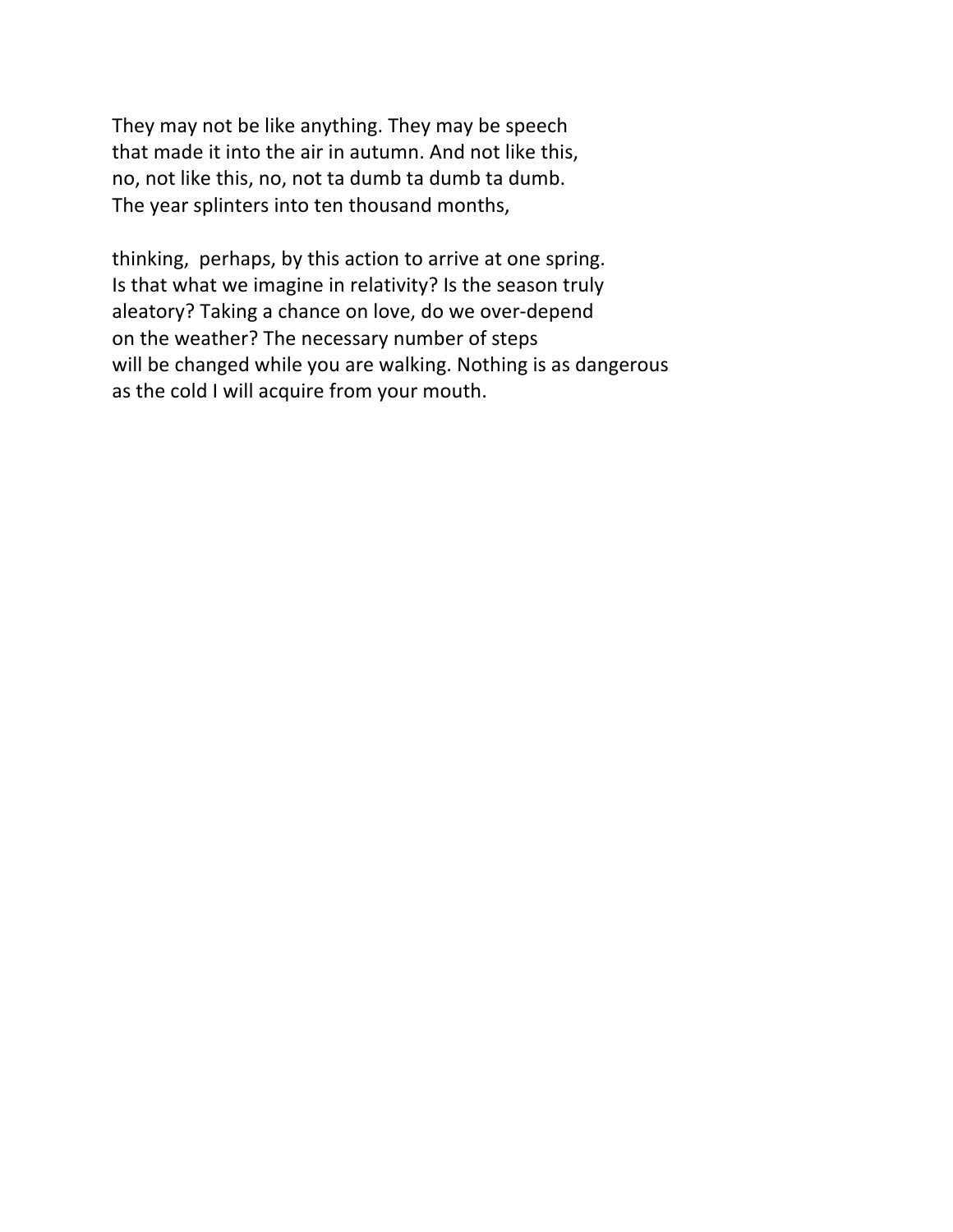They may not be like anything. They may be speech
that made it into the air in autumn. And not like this,
no, not like this, no, not ta dumb ta dumb ta dumb.
The year splinters into ten thousand months,

thinking,  perhaps, by this action to arrive at one spring.
Is that what we imagine in relativity? Is the season truly
aleatory? Taking a chance on love, do we over-depend
on the weather? The necessary number of steps
will be changed while you are walking. Nothing is as dangerous
as the cold I will acquire from your mouth.